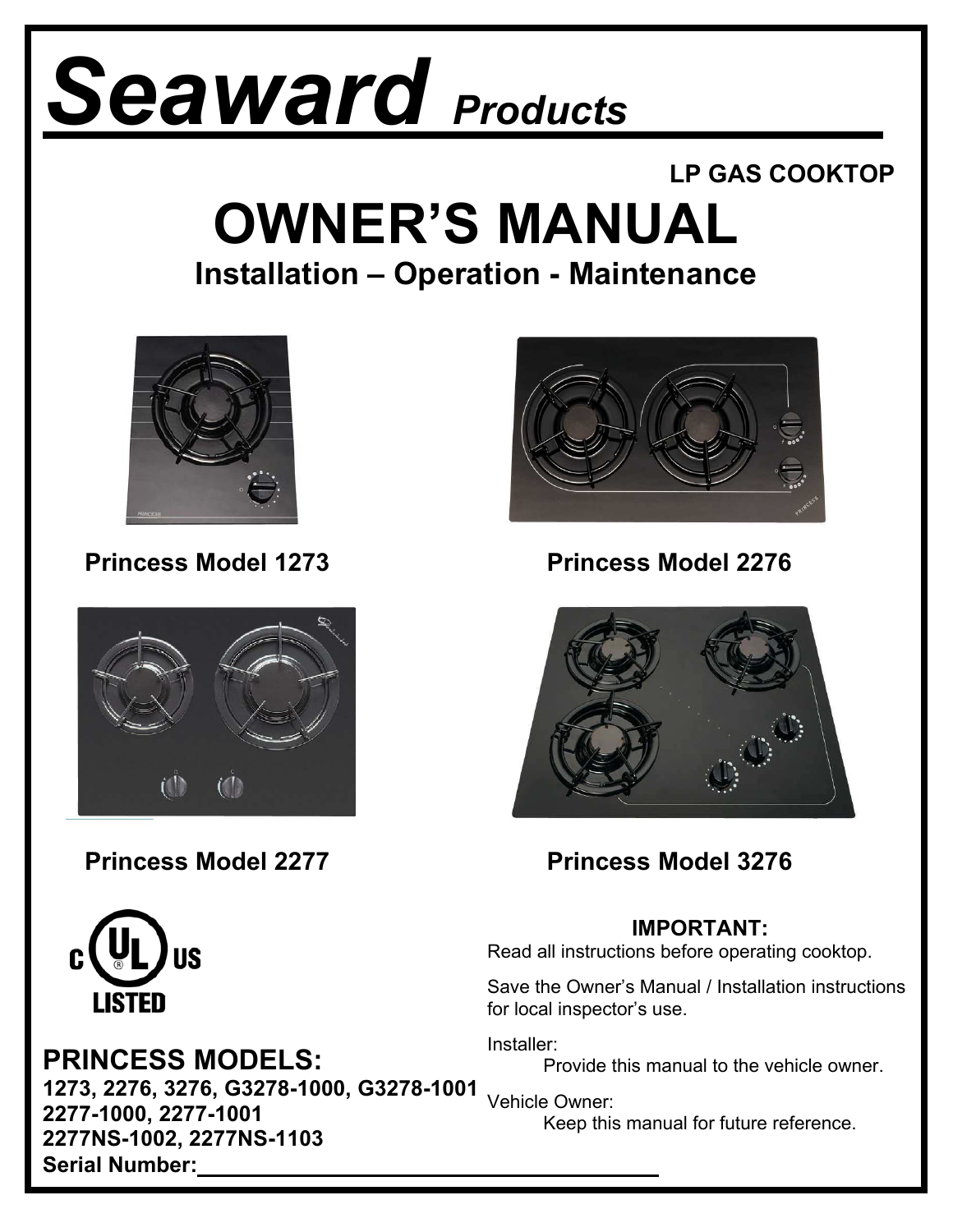# *Seaward Products*

**LP GAS COOKTOP**

# OWNER'S MANUAL

## Installation – Operation - Maintenance

**Princess Model 1273**

**Princess Model 2276**

**Princess Model 2277**

**Princess Model 3276**

C UL US LISTED

## PRINCESS MODELS:

**1273, 2276, 3276, G3278-1000, G3278-1001**
**2277-1000, 2277-1001**
**2277NS-1002, 2277NS-1103**
**Serial Number:\_\_\_\_\_\_\_\_\_\_\_\_\_\_\_\_\_\_\_\_\_\_\_\_\_\_\_\_\_\_**

**IMPORTANT:**

Read all instructions before operating cooktop.

Save the Owner's Manual / Installation instructions for local inspector's use.

Installer:
Provide this manual to the vehicle owner.

Vehicle Owner:
Keep this manual for future reference.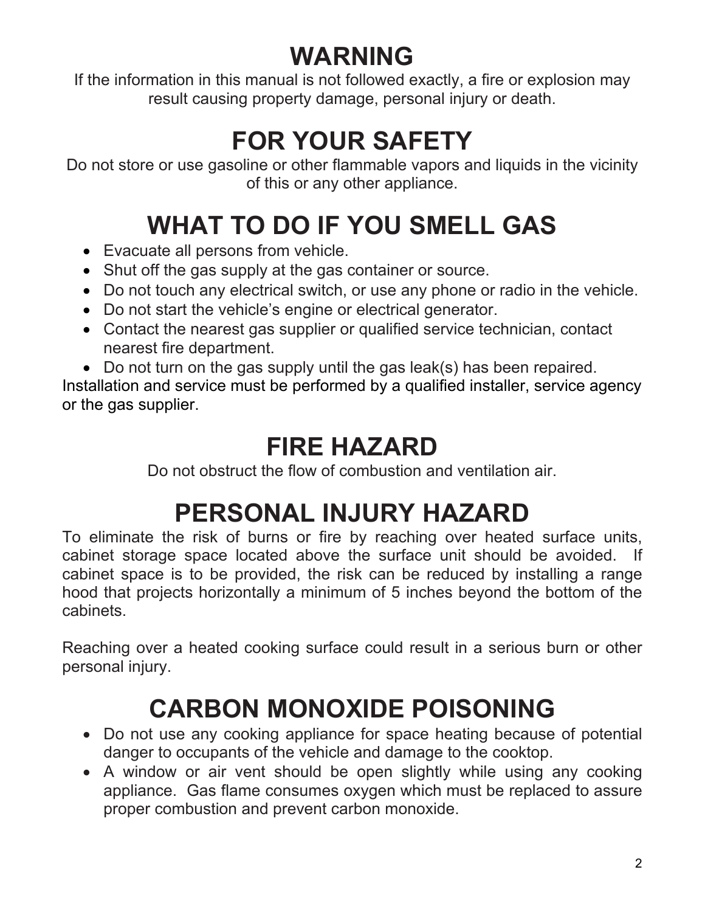# WARNING

If the information in this manual is not followed exactly, a fire or explosion may result causing property damage, personal injury or death.

# FOR YOUR SAFETY

Do not store or use gasoline or other flammable vapors and liquids in the vicinity of this or any other appliance.

# WHAT TO DO IF YOU SMELL GAS

- Evacuate all persons from vehicle.
- Shut off the gas supply at the gas container or source.
- Do not touch any electrical switch, or use any phone or radio in the vehicle.
- Do not start the vehicle's engine or electrical generator.
- Contact the nearest gas supplier or qualified service technician, contact nearest fire department.
- Do not turn on the gas supply until the gas leak(s) has been repaired.

Installation and service must be performed by a qualified installer, service agency or the gas supplier.

# FIRE HAZARD

Do not obstruct the flow of combustion and ventilation air.

# PERSONAL INJURY HAZARD

To eliminate the risk of burns or fire by reaching over heated surface units, cabinet storage space located above the surface unit should be avoided. If cabinet space is to be provided, the risk can be reduced by installing a range hood that projects horizontally a minimum of 5 inches beyond the bottom of the cabinets.

Reaching over a heated cooking surface could result in a serious burn or other personal injury.

# CARBON MONOXIDE POISONING

- Do not use any cooking appliance for space heating because of potential danger to occupants of the vehicle and damage to the cooktop.
- A window or air vent should be open slightly while using any cooking appliance. Gas flame consumes oxygen which must be replaced to assure proper combustion and prevent carbon monoxide.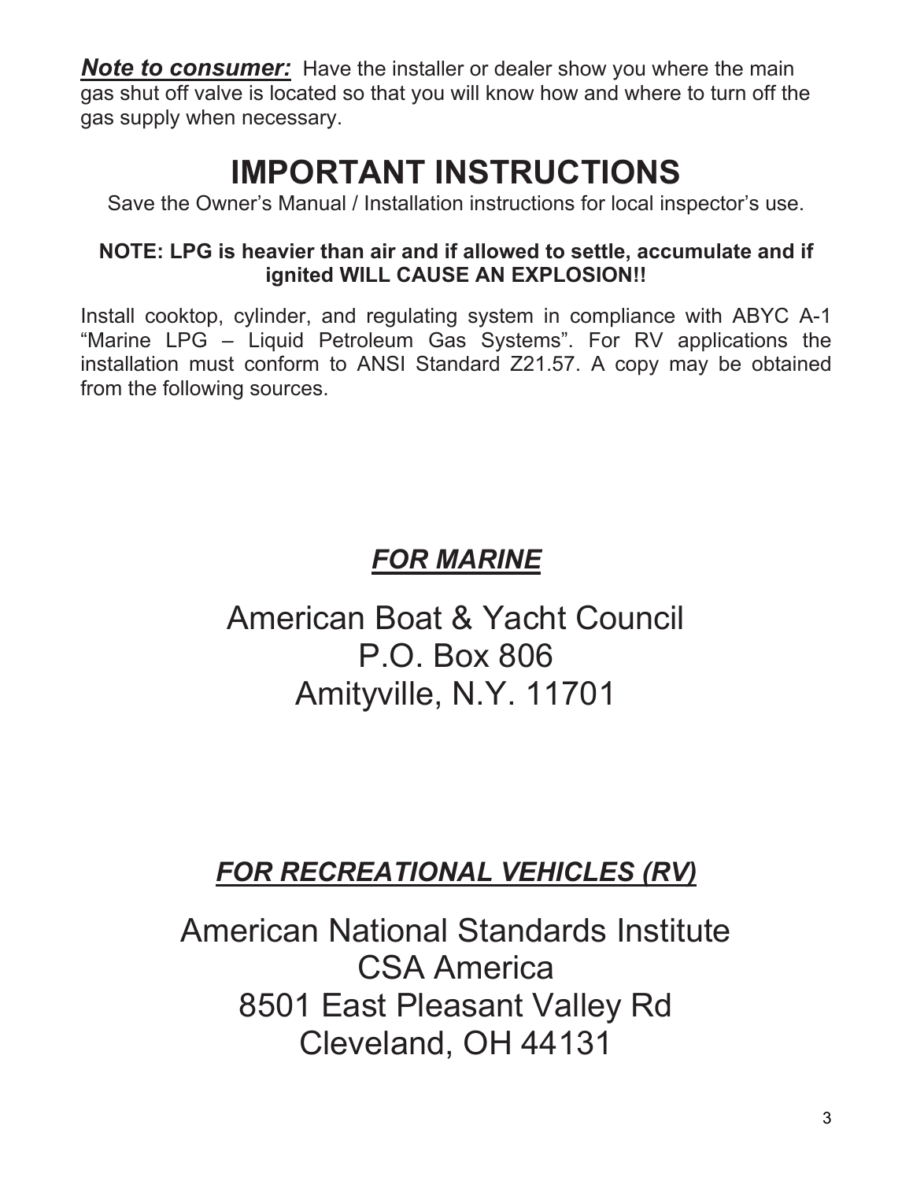***Note to consumer:*** Have the installer or dealer show you where the main gas shut off valve is located so that you will know how and where to turn off the gas supply when necessary.

# IMPORTANT INSTRUCTIONS

Save the Owner's Manual / Installation instructions for local inspector's use.

**NOTE: LPG is heavier than air and if allowed to settle, accumulate and if ignited WILL CAUSE AN EXPLOSION!!**

Install cooktop, cylinder, and regulating system in compliance with ABYC A-1 "Marine LPG – Liquid Petroleum Gas Systems". For RV applications the installation must conform to ANSI Standard Z21.57. A copy may be obtained from the following sources.

## ***FOR MARINE***

American Boat & Yacht Council
P.O. Box 806
Amityville, N.Y. 11701

## ***FOR RECREATIONAL VEHICLES (RV)***

American National Standards Institute
CSA America
8501 East Pleasant Valley Rd
Cleveland, OH 44131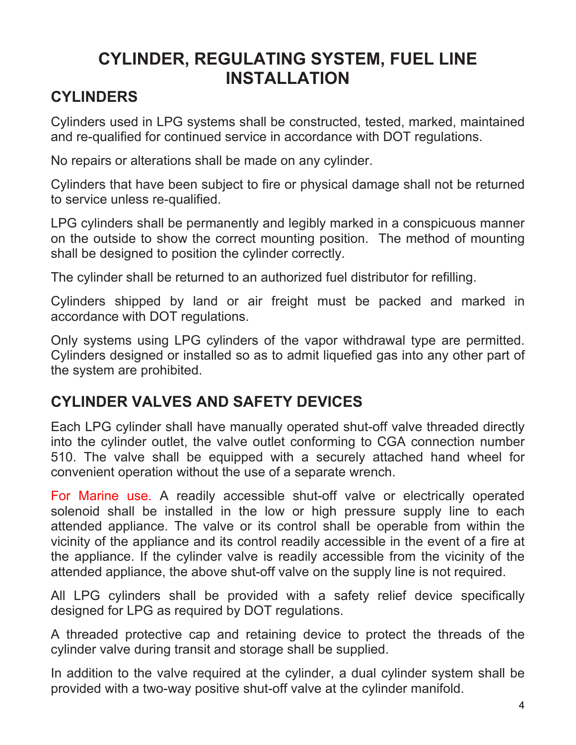# CYLINDER, REGULATING SYSTEM, FUEL LINE INSTALLATION

## CYLINDERS

Cylinders used in LPG systems shall be constructed, tested, marked, maintained and re-qualified for continued service in accordance with DOT regulations.

No repairs or alterations shall be made on any cylinder.

Cylinders that have been subject to fire or physical damage shall not be returned to service unless re-qualified.

LPG cylinders shall be permanently and legibly marked in a conspicuous manner on the outside to show the correct mounting position. The method of mounting shall be designed to position the cylinder correctly.

The cylinder shall be returned to an authorized fuel distributor for refilling.

Cylinders shipped by land or air freight must be packed and marked in accordance with DOT regulations.

Only systems using LPG cylinders of the vapor withdrawal type are permitted. Cylinders designed or installed so as to admit liquefied gas into any other part of the system are prohibited.

## CYLINDER VALVES AND SAFETY DEVICES

Each LPG cylinder shall have manually operated shut-off valve threaded directly into the cylinder outlet, the valve outlet conforming to CGA connection number 510. The valve shall be equipped with a securely attached hand wheel for convenient operation without the use of a separate wrench.

For Marine use. A readily accessible shut-off valve or electrically operated solenoid shall be installed in the low or high pressure supply line to each attended appliance. The valve or its control shall be operable from within the vicinity of the appliance and its control readily accessible in the event of a fire at the appliance. If the cylinder valve is readily accessible from the vicinity of the attended appliance, the above shut-off valve on the supply line is not required.

All LPG cylinders shall be provided with a safety relief device specifically designed for LPG as required by DOT regulations.

A threaded protective cap and retaining device to protect the threads of the cylinder valve during transit and storage shall be supplied.

In addition to the valve required at the cylinder, a dual cylinder system shall be provided with a two-way positive shut-off valve at the cylinder manifold.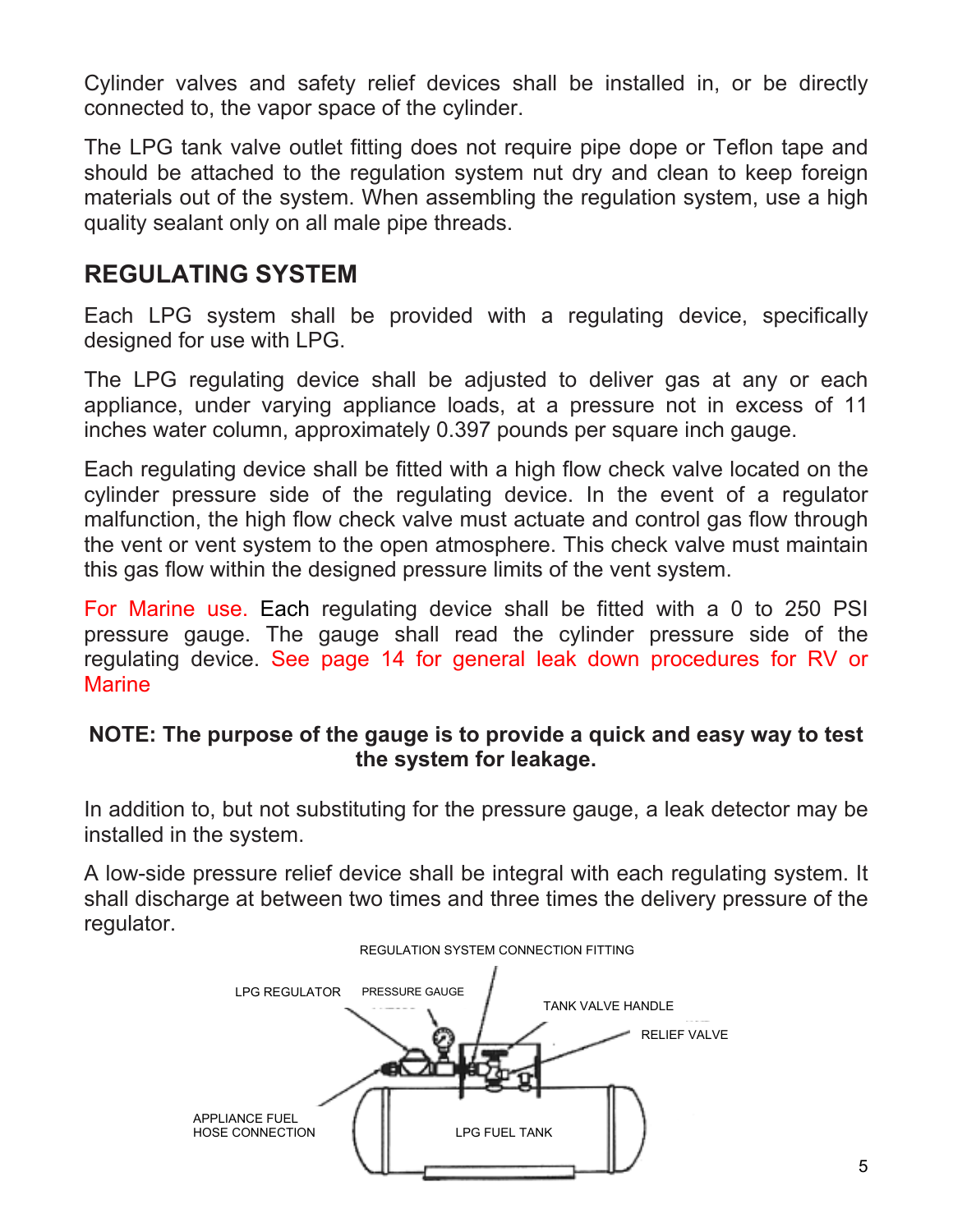Cylinder valves and safety relief devices shall be installed in, or be directly connected to, the vapor space of the cylinder.

The LPG tank valve outlet fitting does not require pipe dope or Teflon tape and should be attached to the regulation system nut dry and clean to keep foreign materials out of the system. When assembling the regulation system, use a high quality sealant only on all male pipe threads.

## REGULATING SYSTEM

Each LPG system shall be provided with a regulating device, specifically designed for use with LPG.

The LPG regulating device shall be adjusted to deliver gas at any or each appliance, under varying appliance loads, at a pressure not in excess of 11 inches water column, approximately 0.397 pounds per square inch gauge.

Each regulating device shall be fitted with a high flow check valve located on the cylinder pressure side of the regulating device. In the event of a regulator malfunction, the high flow check valve must actuate and control gas flow through the vent or vent system to the open atmosphere. This check valve must maintain this gas flow within the designed pressure limits of the vent system.

For Marine use. Each regulating device shall be fitted with a 0 to 250 PSI pressure gauge. The gauge shall read the cylinder pressure side of the regulating device. See page 14 for general leak down procedures for RV or Marine

**NOTE: The purpose of the gauge is to provide a quick and easy way to test the system for leakage.**

In addition to, but not substituting for the pressure gauge, a leak detector may be installed in the system.

A low-side pressure relief device shall be integral with each regulating system. It shall discharge at between two times and three times the delivery pressure of the regulator.

REGULATION SYSTEM CONNECTION FITTING

LPG REGULATOR

PRESSURE GAUGE

TANK VALVE HANDLE

RELIEF VALVE

APPLIANCE FUEL HOSE CONNECTION

LPG FUEL TANK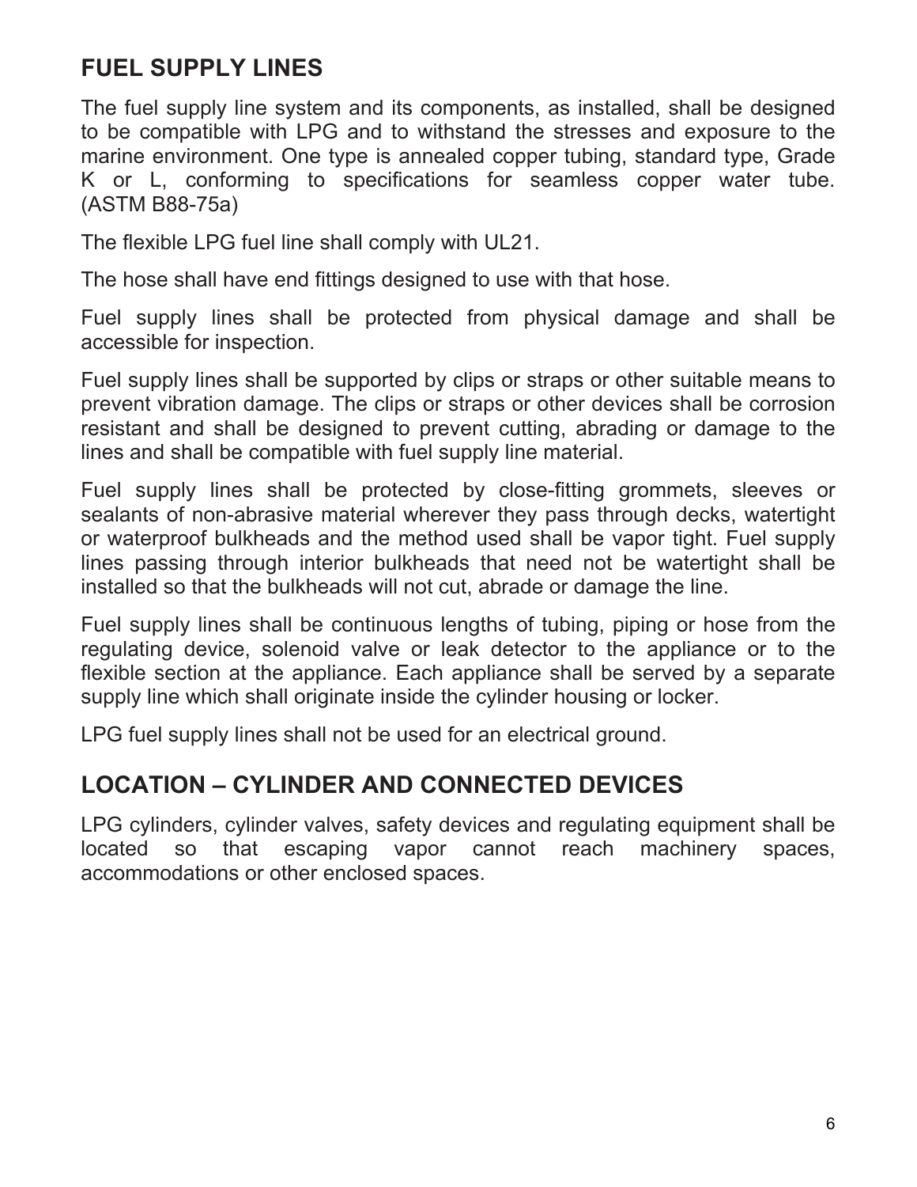## FUEL SUPPLY LINES

The fuel supply line system and its components, as installed, shall be designed to be compatible with LPG and to withstand the stresses and exposure to the marine environment. One type is annealed copper tubing, standard type, Grade K or L, conforming to specifications for seamless copper water tube. (ASTM B88-75a)

The flexible LPG fuel line shall comply with UL21.

The hose shall have end fittings designed to use with that hose.

Fuel supply lines shall be protected from physical damage and shall be accessible for inspection.

Fuel supply lines shall be supported by clips or straps or other suitable means to prevent vibration damage. The clips or straps or other devices shall be corrosion resistant and shall be designed to prevent cutting, abrading or damage to the lines and shall be compatible with fuel supply line material.

Fuel supply lines shall be protected by close-fitting grommets, sleeves or sealants of non-abrasive material wherever they pass through decks, watertight or waterproof bulkheads and the method used shall be vapor tight. Fuel supply lines passing through interior bulkheads that need not be watertight shall be installed so that the bulkheads will not cut, abrade or damage the line.

Fuel supply lines shall be continuous lengths of tubing, piping or hose from the regulating device, solenoid valve or leak detector to the appliance or to the flexible section at the appliance. Each appliance shall be served by a separate supply line which shall originate inside the cylinder housing or locker.

LPG fuel supply lines shall not be used for an electrical ground.

## LOCATION – CYLINDER AND CONNECTED DEVICES

LPG cylinders, cylinder valves, safety devices and regulating equipment shall be located so that escaping vapor cannot reach machinery spaces, accommodations or other enclosed spaces.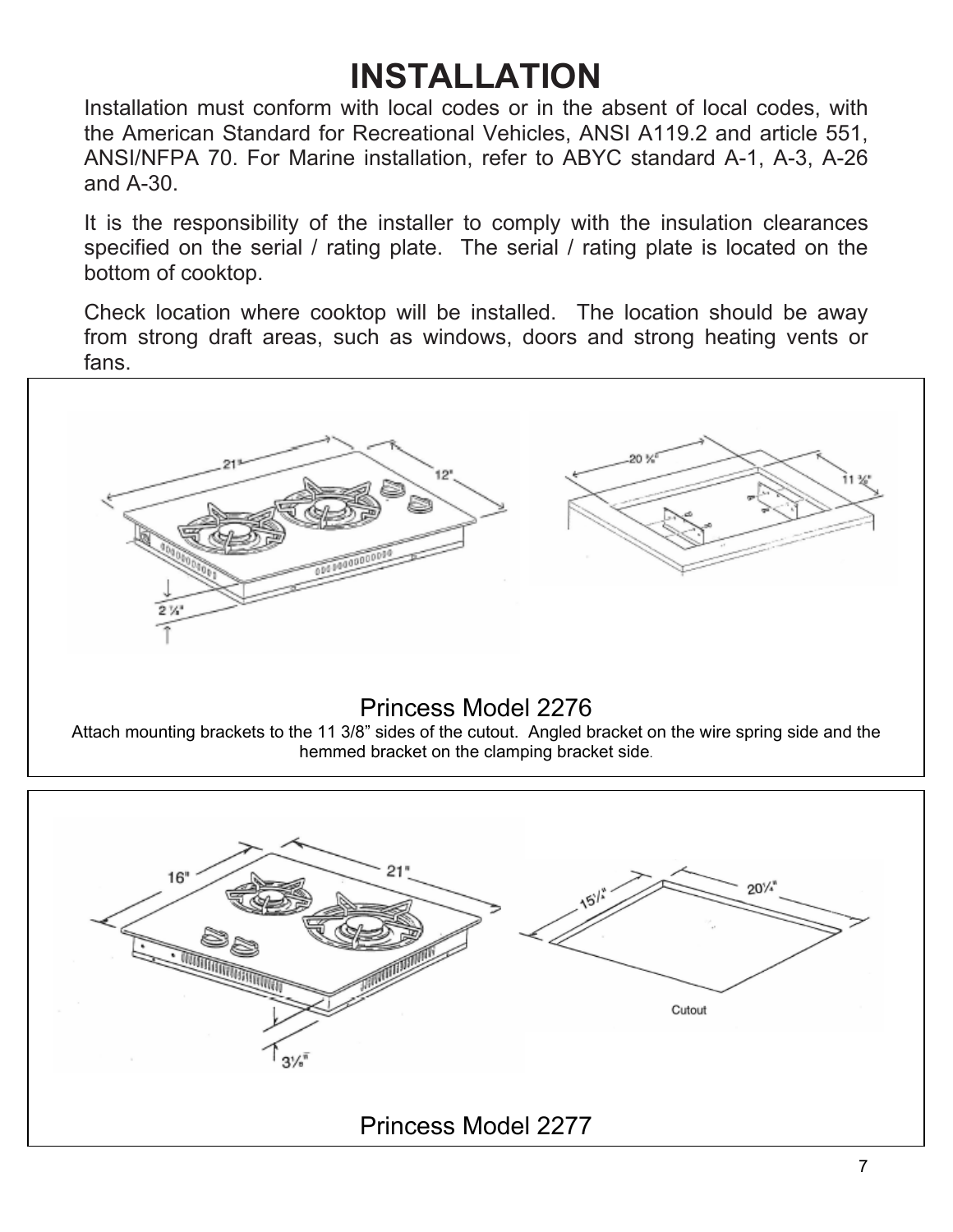# INSTALLATION

Installation must conform with local codes or in the absent of local codes, with the American Standard for Recreational Vehicles, ANSI A119.2 and article 551, ANSI/NFPA 70. For Marine installation, refer to ABYC standard A-1, A-3, A-26 and A-30.

It is the responsibility of the installer to comply with the insulation clearances specified on the serial / rating plate. The serial / rating plate is located on the bottom of cooktop.

Check location where cooktop will be installed. The location should be away from strong draft areas, such as windows, doors and strong heating vents or fans.

Princess Model 2276

Attach mounting brackets to the 11 3/8" sides of the cutout. Angled bracket on the wire spring side and the hemmed bracket on the clamping bracket side.

Princess Model 2277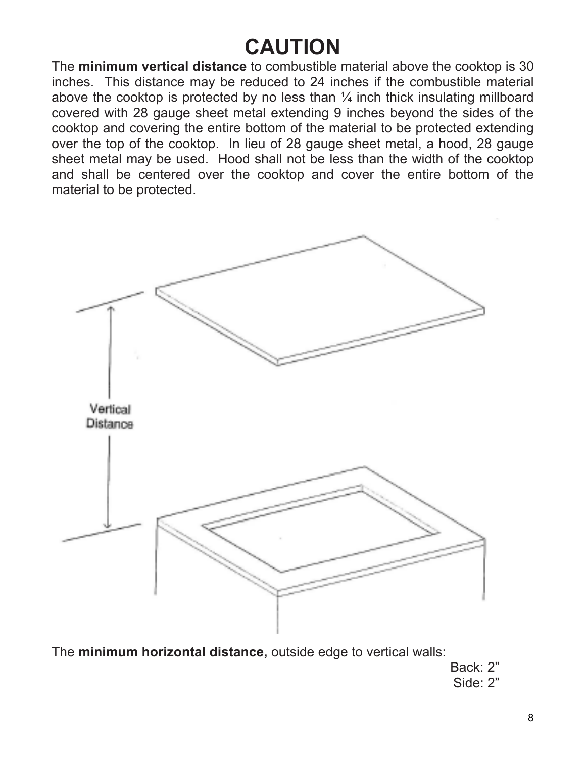# CAUTION

The **minimum vertical distance** to combustible material above the cooktop is 30 inches. This distance may be reduced to 24 inches if the combustible material above the cooktop is protected by no less than ¼ inch thick insulating millboard covered with 28 gauge sheet metal extending 9 inches beyond the sides of the cooktop and covering the entire bottom of the material to be protected extending over the top of the cooktop. In lieu of 28 gauge sheet metal, a hood, 28 gauge sheet metal may be used. Hood shall not be less than the width of the cooktop and shall be centered over the cooktop and cover the entire bottom of the material to be protected.

Vertical Distance

The **minimum horizontal distance,** outside edge to vertical walls:

Back: 2”
Side: 2”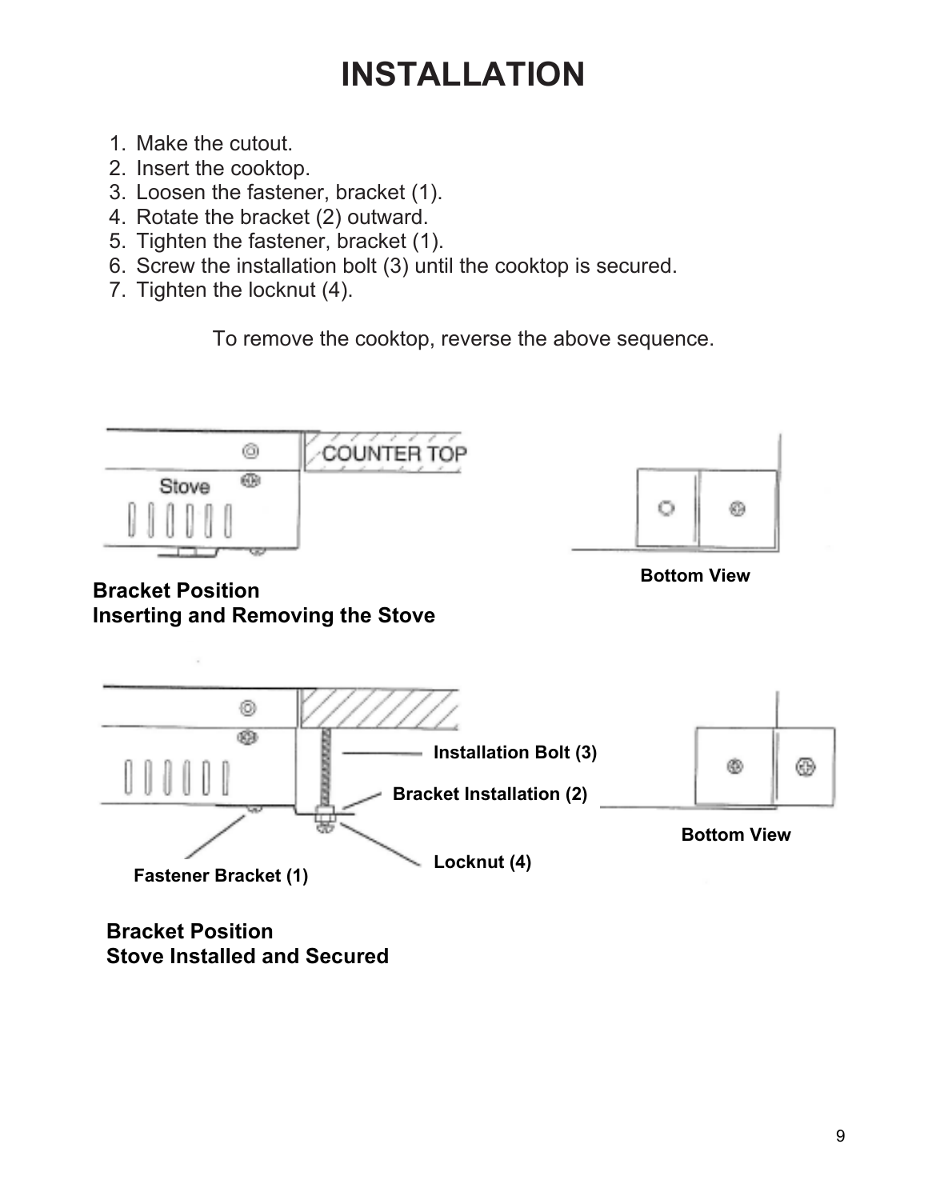# INSTALLATION

1. Make the cutout.
2. Insert the cooktop.
3. Loosen the fastener, bracket (1).
4. Rotate the bracket (2) outward.
5. Tighten the fastener, bracket (1).
6. Screw the installation bolt (3) until the cooktop is secured.
7. Tighten the locknut (4).

To remove the cooktop, reverse the above sequence.

COUNTER TOP

Stove

Bottom View

**Bracket Position**
**Inserting and Removing the Stove**

**Installation Bolt (3)**

**Bracket Installation (2)**

**Bottom View**

**Locknut (4)**

**Fastener Bracket (1)**

**Bracket Position**
**Stove Installed and Secured**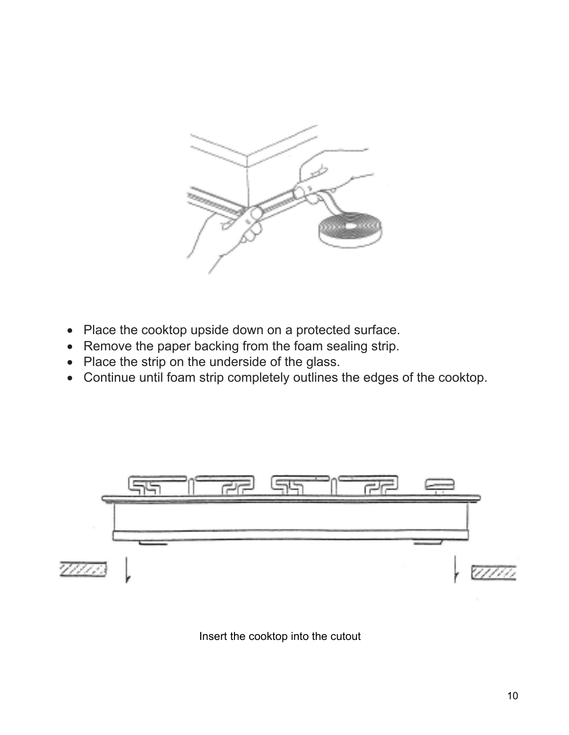- Place the cooktop upside down on a protected surface.
- Remove the paper backing from the foam sealing strip.
- Place the strip on the underside of the glass.
- Continue until foam strip completely outlines the edges of the cooktop.

Insert the cooktop into the cutout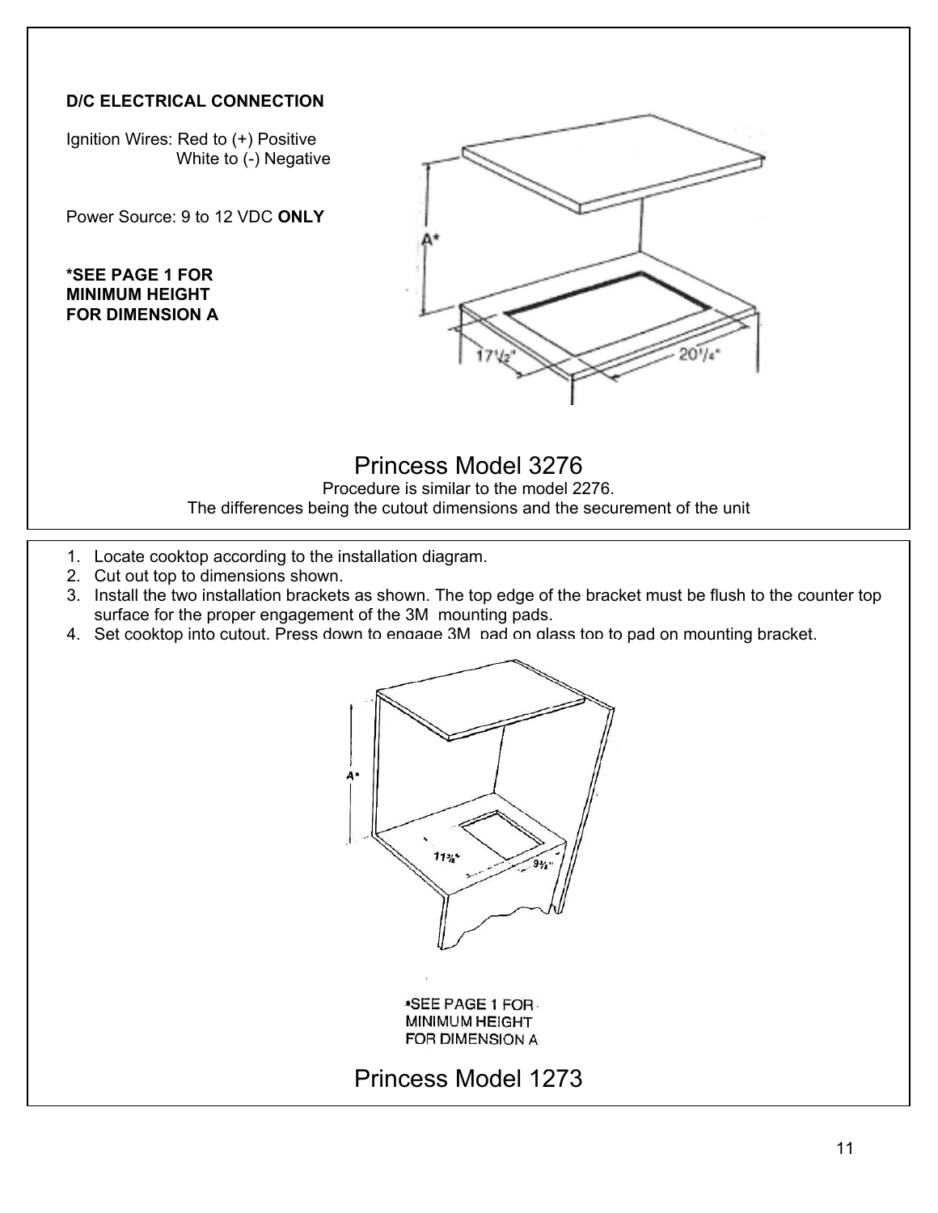**D/C ELECTRICAL CONNECTION**

Ignition Wires: Red to (+) Positive
White to (-) Negative

Power Source: 9 to 12 VDC **ONLY**

**\*SEE PAGE 1 FOR MINIMUM HEIGHT FOR DIMENSION A**

A*

17½"

20¼"

## Princess Model 3276

Procedure is similar to the model 2276.
The differences being the cutout dimensions and the securement of the unit

1. Locate cooktop according to the installation diagram.
2. Cut out top to dimensions shown.
3. Install the two installation brackets as shown. The top edge of the bracket must be flush to the counter top surface for the proper engagement of the 3M mounting pads.
4. Set cooktop into cutout. Press down to engage 3M pad on glass top to pad on mounting bracket.

A*

11⅞"

9½"

\*SEE PAGE 1 FOR MINIMUM HEIGHT FOR DIMENSION A

## Princess Model 1273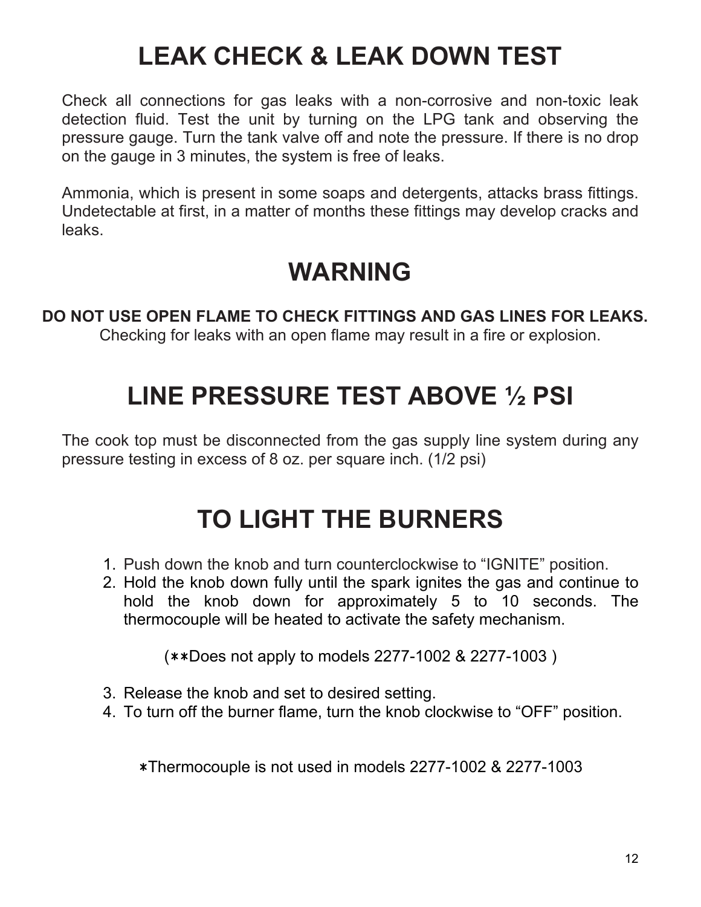# LEAK CHECK & LEAK DOWN TEST

Check all connections for gas leaks with a non-corrosive and non-toxic leak detection fluid. Test the unit by turning on the LPG tank and observing the pressure gauge. Turn the tank valve off and note the pressure. If there is no drop on the gauge in 3 minutes, the system is free of leaks.

Ammonia, which is present in some soaps and detergents, attacks brass fittings. Undetectable at first, in a matter of months these fittings may develop cracks and leaks.

# WARNING

**DO NOT USE OPEN FLAME TO CHECK FITTINGS AND GAS LINES FOR LEAKS.**
Checking for leaks with an open flame may result in a fire or explosion.

# LINE PRESSURE TEST ABOVE ½ PSI

The cook top must be disconnected from the gas supply line system during any pressure testing in excess of 8 oz. per square inch. (1/2 psi)

# TO LIGHT THE BURNERS

1. Push down the knob and turn counterclockwise to "IGNITE" position.
2. Hold the knob down fully until the spark ignites the gas and continue to hold the knob down for approximately 5 to 10 seconds. The thermocouple will be heated to activate the safety mechanism.

   (**Does not apply to models 2277-1002 & 2277-1003 )

3. Release the knob and set to desired setting.
4. To turn off the burner flame, turn the knob clockwise to "OFF" position.

*Thermocouple is not used in models 2277-1002 & 2277-1003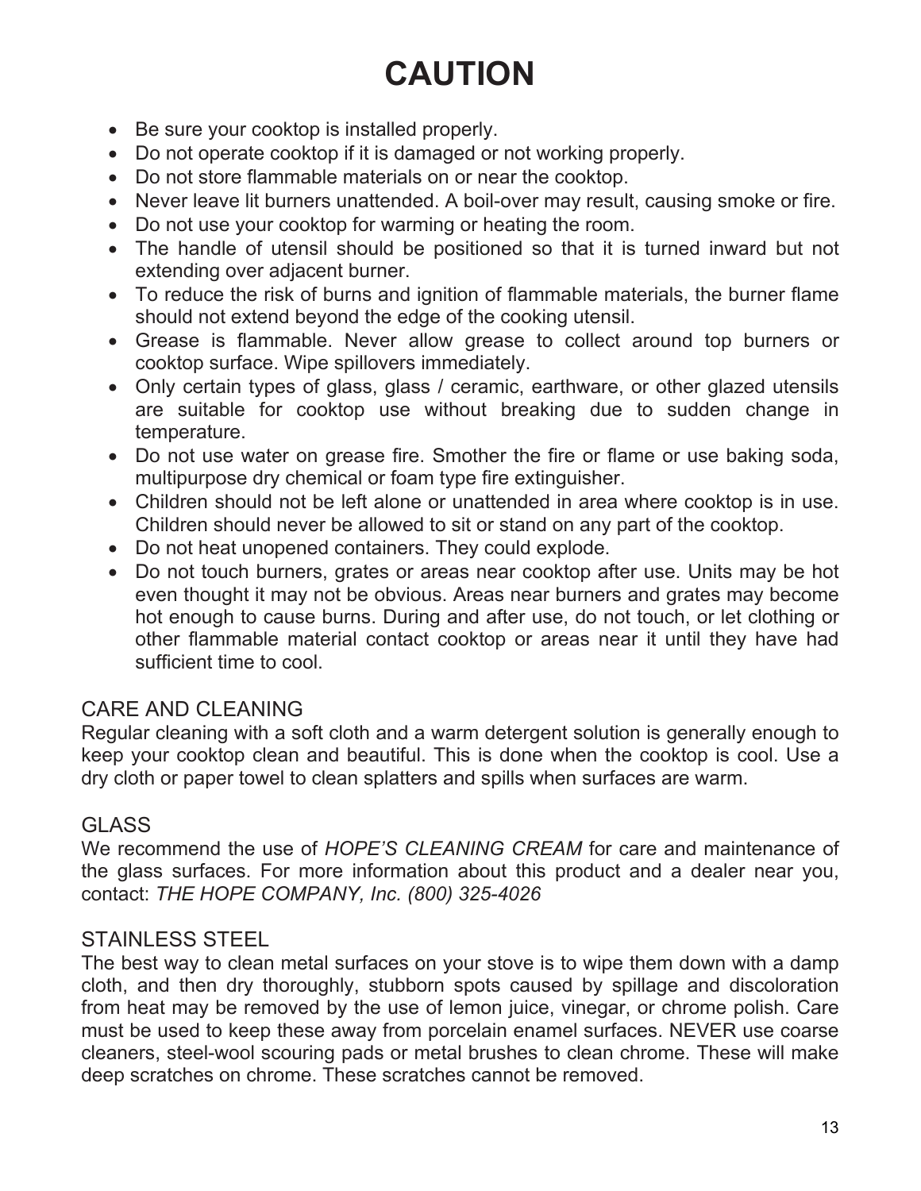# CAUTION

- Be sure your cooktop is installed properly.
- Do not operate cooktop if it is damaged or not working properly.
- Do not store flammable materials on or near the cooktop.
- Never leave lit burners unattended. A boil-over may result, causing smoke or fire.
- Do not use your cooktop for warming or heating the room.
- The handle of utensil should be positioned so that it is turned inward but not extending over adjacent burner.
- To reduce the risk of burns and ignition of flammable materials, the burner flame should not extend beyond the edge of the cooking utensil.
- Grease is flammable. Never allow grease to collect around top burners or cooktop surface. Wipe spillovers immediately.
- Only certain types of glass, glass / ceramic, earthware, or other glazed utensils are suitable for cooktop use without breaking due to sudden change in temperature.
- Do not use water on grease fire. Smother the fire or flame or use baking soda, multipurpose dry chemical or foam type fire extinguisher.
- Children should not be left alone or unattended in area where cooktop is in use. Children should never be allowed to sit or stand on any part of the cooktop.
- Do not heat unopened containers. They could explode.
- Do not touch burners, grates or areas near cooktop after use. Units may be hot even thought it may not be obvious. Areas near burners and grates may become hot enough to cause burns. During and after use, do not touch, or let clothing or other flammable material contact cooktop or areas near it until they have had sufficient time to cool.

## CARE AND CLEANING

Regular cleaning with a soft cloth and a warm detergent solution is generally enough to keep your cooktop clean and beautiful. This is done when the cooktop is cool. Use a dry cloth or paper towel to clean splatters and spills when surfaces are warm.

## GLASS

We recommend the use of *HOPE'S CLEANING CREAM* for care and maintenance of the glass surfaces. For more information about this product and a dealer near you, contact: *THE HOPE COMPANY, Inc. (800) 325-4026*

## STAINLESS STEEL

The best way to clean metal surfaces on your stove is to wipe them down with a damp cloth, and then dry thoroughly, stubborn spots caused by spillage and discoloration from heat may be removed by the use of lemon juice, vinegar, or chrome polish. Care must be used to keep these away from porcelain enamel surfaces. NEVER use coarse cleaners, steel-wool scouring pads or metal brushes to clean chrome. These will make deep scratches on chrome. These scratches cannot be removed.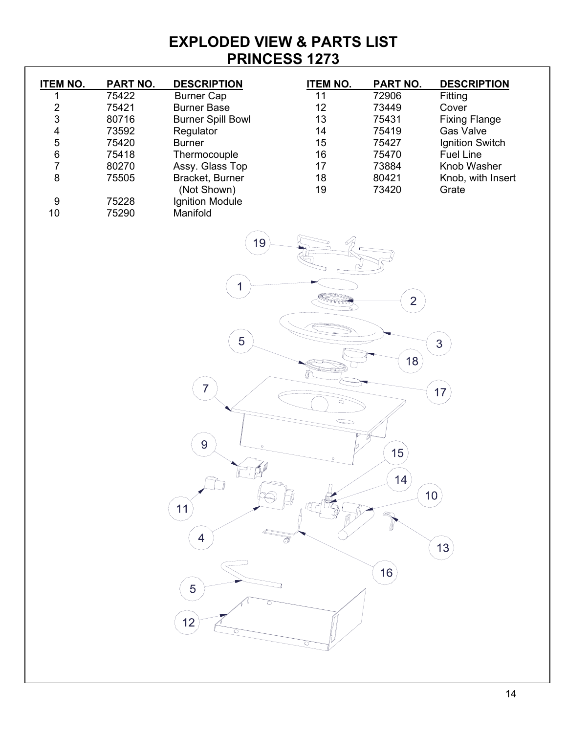# EXPLODED VIEW & PARTS LIST
# PRINCESS 1273

| ITEM NO. | PART NO. | DESCRIPTION |
|---|---|---|
| 1 | 75422 | Burner Cap |
| 2 | 75421 | Burner Base |
| 3 | 80716 | Burner Spill Bowl |
| 4 | 73592 | Regulator |
| 5 | 75420 | Burner |
| 6 | 75418 | Thermocouple |
| 7 | 80270 | Assy. Glass Top |
| 8 | 75505 | Bracket, Burner (Not Shown) |
| 9 | 75228 | Ignition Module |
| 10 | 75290 | Manifold |
| 11 | 72906 | Fitting |
| 12 | 73449 | Cover |
| 13 | 75431 | Fixing Flange |
| 14 | 75419 | Gas Valve |
| 15 | 75427 | Ignition Switch |
| 16 | 75470 | Fuel Line |
| 17 | 73884 | Knob Washer |
| 18 | 80421 | Knob, with Insert |
| 19 | 73420 | Grate |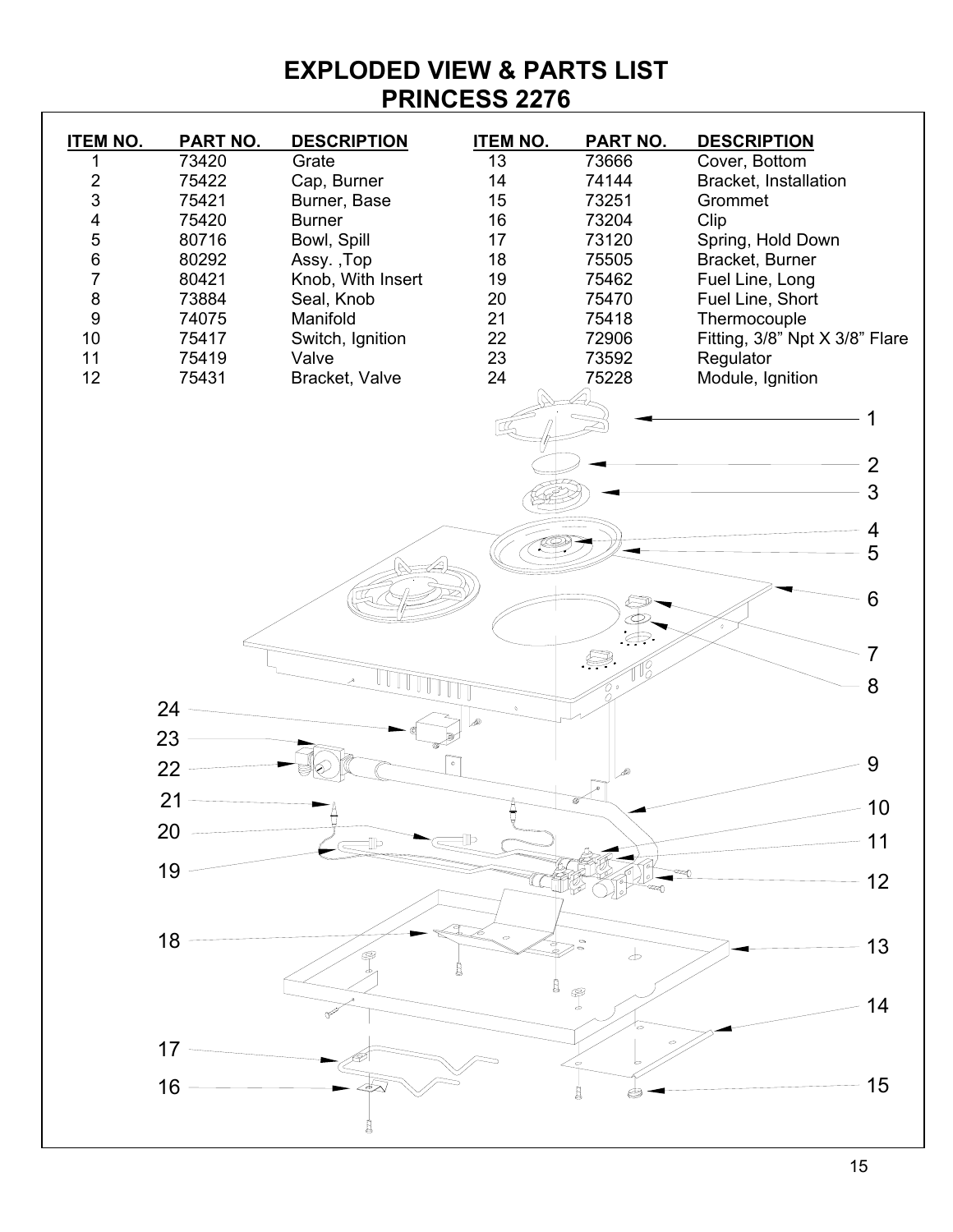# EXPLODED VIEW & PARTS LIST
# PRINCESS 2276

| ITEM NO. | PART NO. | DESCRIPTION | ITEM NO. | PART NO. | DESCRIPTION |
|---|---|---|---|---|---|
| 1 | 73420 | Grate | 13 | 73666 | Cover, Bottom |
| 2 | 75422 | Cap, Burner | 14 | 74144 | Bracket, Installation |
| 3 | 75421 | Burner, Base | 15 | 73251 | Grommet |
| 4 | 75420 | Burner | 16 | 73204 | Clip |
| 5 | 80716 | Bowl, Spill | 17 | 73120 | Spring, Hold Down |
| 6 | 80292 | Assy. ,Top | 18 | 75505 | Bracket, Burner |
| 7 | 80421 | Knob, With Insert | 19 | 75462 | Fuel Line, Long |
| 8 | 73884 | Seal, Knob | 20 | 75470 | Fuel Line, Short |
| 9 | 74075 | Manifold | 21 | 75418 | Thermocouple |
| 10 | 75417 | Switch, Ignition | 22 | 72906 | Fitting, 3/8" Npt X 3/8" Flare |
| 11 | 75419 | Valve | 23 | 73592 | Regulator |
| 12 | 75431 | Bracket, Valve | 24 | 75228 | Module, Ignition |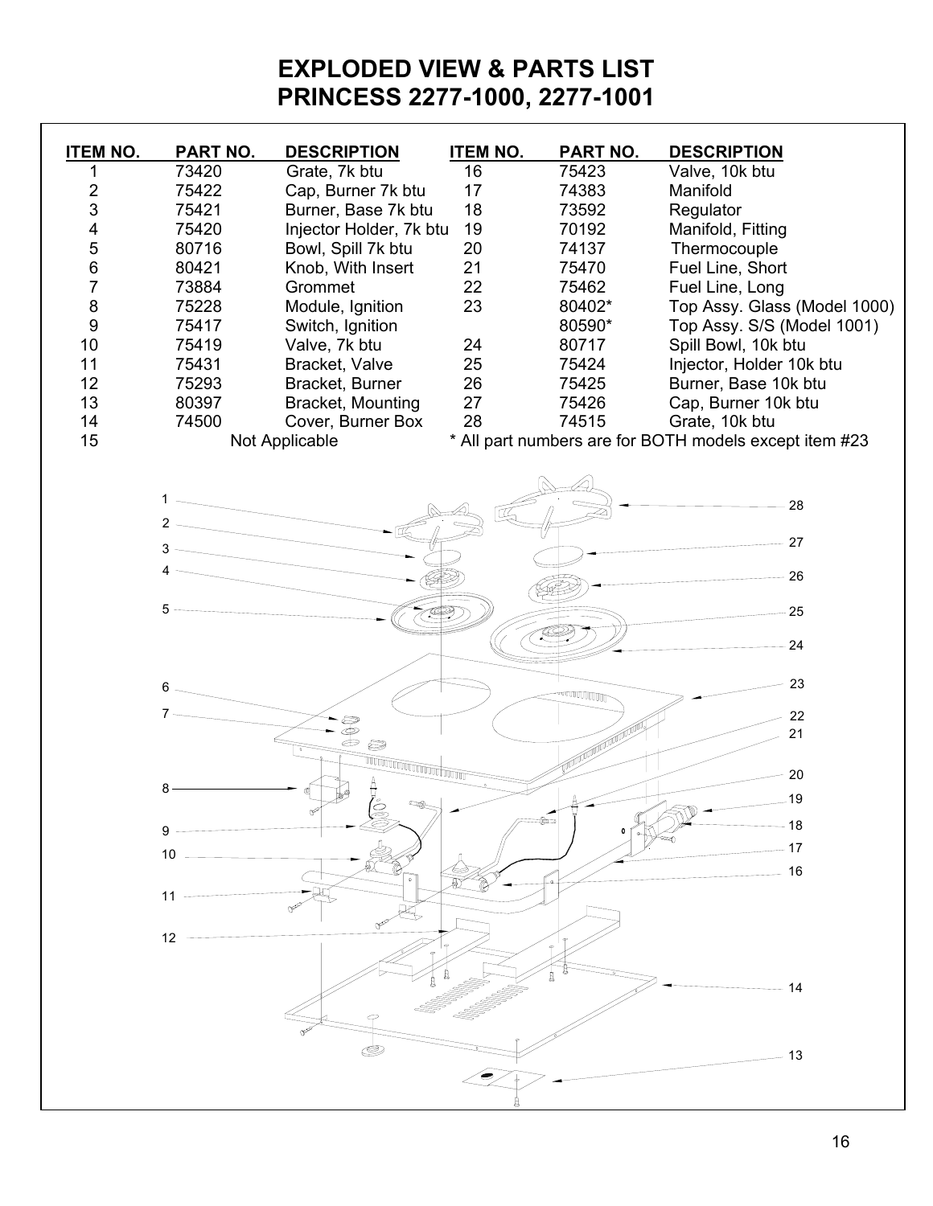# EXPLODED VIEW & PARTS LIST
# PRINCESS 2277-1000, 2277-1001

| ITEM NO. | PART NO. | DESCRIPTION | ITEM NO. | PART NO. | DESCRIPTION |
|---|---|---|---|---|---|
| 1 | 73420 | Grate, 7k btu | 16 | 75423 | Valve, 10k btu |
| 2 | 75422 | Cap, Burner 7k btu | 17 | 74383 | Manifold |
| 3 | 75421 | Burner, Base 7k btu | 18 | 73592 | Regulator |
| 4 | 75420 | Injector Holder, 7k btu | 19 | 70192 | Manifold, Fitting |
| 5 | 80716 | Bowl, Spill 7k btu | 20 | 74137 | Thermocouple |
| 6 | 80421 | Knob, With Insert | 21 | 75470 | Fuel Line, Short |
| 7 | 73884 | Grommet | 22 | 75462 | Fuel Line, Long |
| 8 | 75228 | Module, Ignition | 23 | 80402* | Top Assy. Glass (Model 1000) |
| 9 | 75417 | Switch, Ignition | | 80590* | Top Assy. S/S (Model 1001) |
| 10 | 75419 | Valve, 7k btu | 24 | 80717 | Spill Bowl, 10k btu |
| 11 | 75431 | Bracket, Valve | 25 | 75424 | Injector, Holder 10k btu |
| 12 | 75293 | Bracket, Burner | 26 | 75425 | Burner, Base 10k btu |
| 13 | 80397 | Bracket, Mounting | 27 | 75426 | Cap, Burner 10k btu |
| 14 | 74500 | Cover, Burner Box | 28 | 74515 | Grate, 10k btu |
| 15 | Not Applicable | | | | |

\* All part numbers are for BOTH models except item #23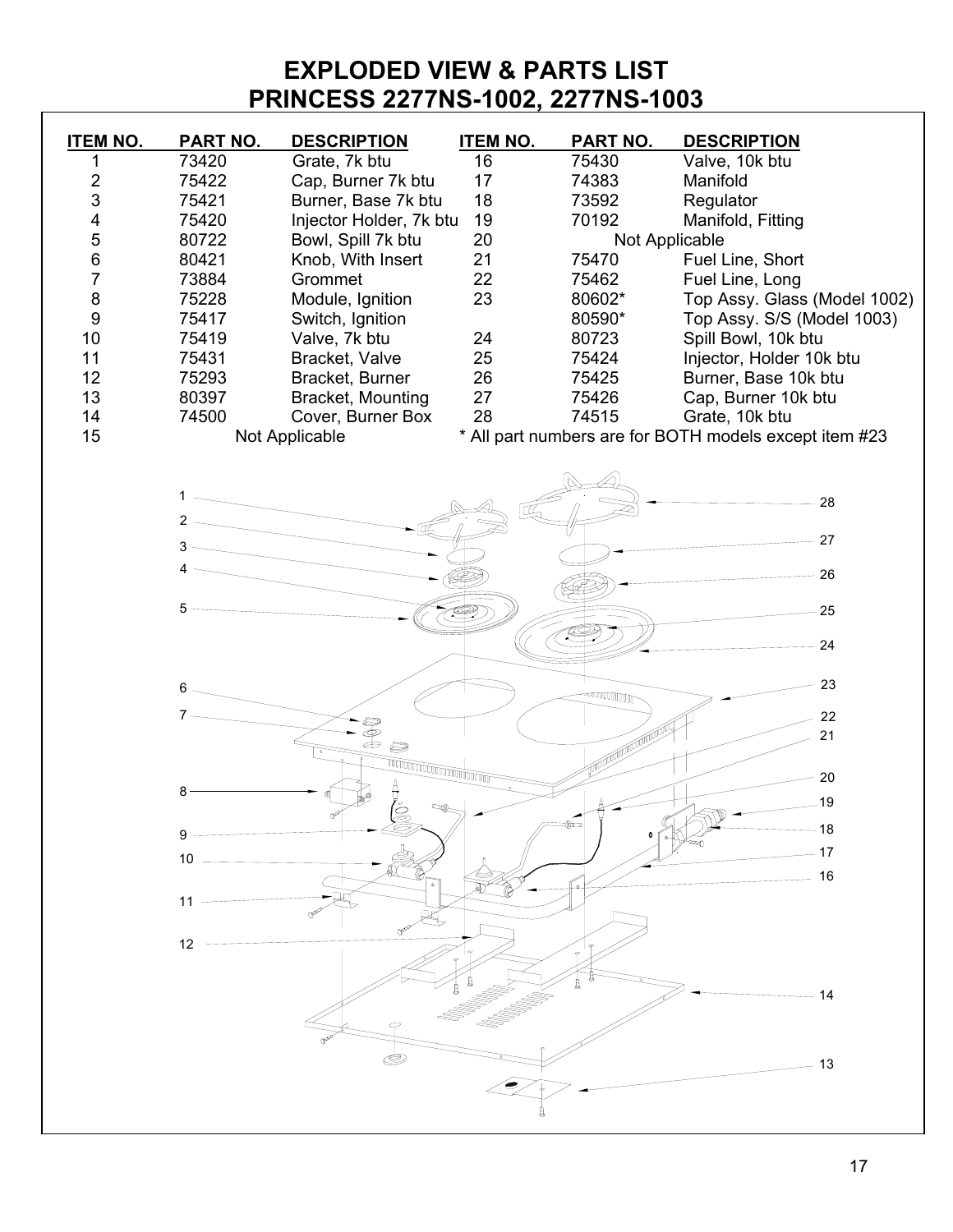# EXPLODED VIEW & PARTS LIST
# PRINCESS 2277NS-1002, 2277NS-1003

| ITEM NO. | PART NO. | DESCRIPTION | ITEM NO. | PART NO. | DESCRIPTION |
|---|---|---|---|---|---|
| 1 | 73420 | Grate, 7k btu | 16 | 75430 | Valve, 10k btu |
| 2 | 75422 | Cap, Burner 7k btu | 17 | 74383 | Manifold |
| 3 | 75421 | Burner, Base 7k btu | 18 | 73592 | Regulator |
| 4 | 75420 | Injector Holder, 7k btu | 19 | 70192 | Manifold, Fitting |
| 5 | 80722 | Bowl, Spill 7k btu | 20 | Not Applicable | |
| 6 | 80421 | Knob, With Insert | 21 | 75470 | Fuel Line, Short |
| 7 | 73884 | Grommet | 22 | 75462 | Fuel Line, Long |
| 8 | 75228 | Module, Ignition | 23 | 80602* | Top Assy. Glass (Model 1002) |
| 9 | 75417 | Switch, Ignition | | 80590* | Top Assy. S/S (Model 1003) |
| 10 | 75419 | Valve, 7k btu | 24 | 80723 | Spill Bowl, 10k btu |
| 11 | 75431 | Bracket, Valve | 25 | 75424 | Injector, Holder 10k btu |
| 12 | 75293 | Bracket, Burner | 26 | 75425 | Burner, Base 10k btu |
| 13 | 80397 | Bracket, Mounting | 27 | 75426 | Cap, Burner 10k btu |
| 14 | 74500 | Cover, Burner Box | 28 | 74515 | Grate, 10k btu |
| 15 | Not Applicable | | | | |

* All part numbers are for BOTH models except item #23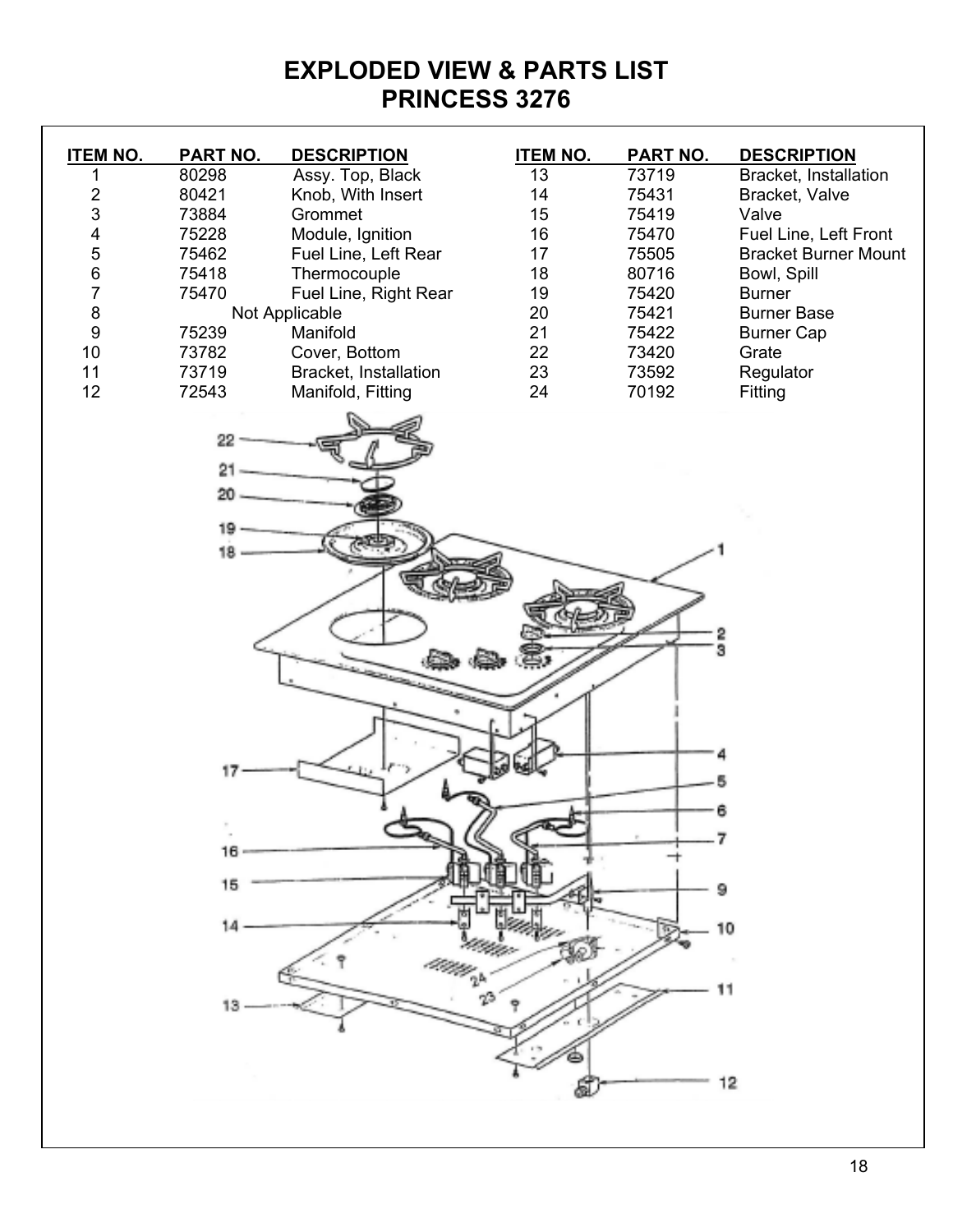# EXPLODED VIEW & PARTS LIST
# PRINCESS 3276

| ITEM NO. | PART NO. | DESCRIPTION | ITEM NO. | PART NO. | DESCRIPTION |
|---|---|---|---|---|---|
| 1 | 80298 | Assy. Top, Black | 13 | 73719 | Bracket, Installation |
| 2 | 80421 | Knob, With Insert | 14 | 75431 | Bracket, Valve |
| 3 | 73884 | Grommet | 15 | 75419 | Valve |
| 4 | 75228 | Module, Ignition | 16 | 75470 | Fuel Line, Left Front |
| 5 | 75462 | Fuel Line, Left Rear | 17 | 75505 | Bracket Burner Mount |
| 6 | 75418 | Thermocouple | 18 | 80716 | Bowl, Spill |
| 7 | 75470 | Fuel Line, Right Rear | 19 | 75420 | Burner |
| 8 | | Not Applicable | 20 | 75421 | Burner Base |
| 9 | 75239 | Manifold | 21 | 75422 | Burner Cap |
| 10 | 73782 | Cover, Bottom | 22 | 73420 | Grate |
| 11 | 73719 | Bracket, Installation | 23 | 73592 | Regulator |
| 12 | 72543 | Manifold, Fitting | 24 | 70192 | Fitting |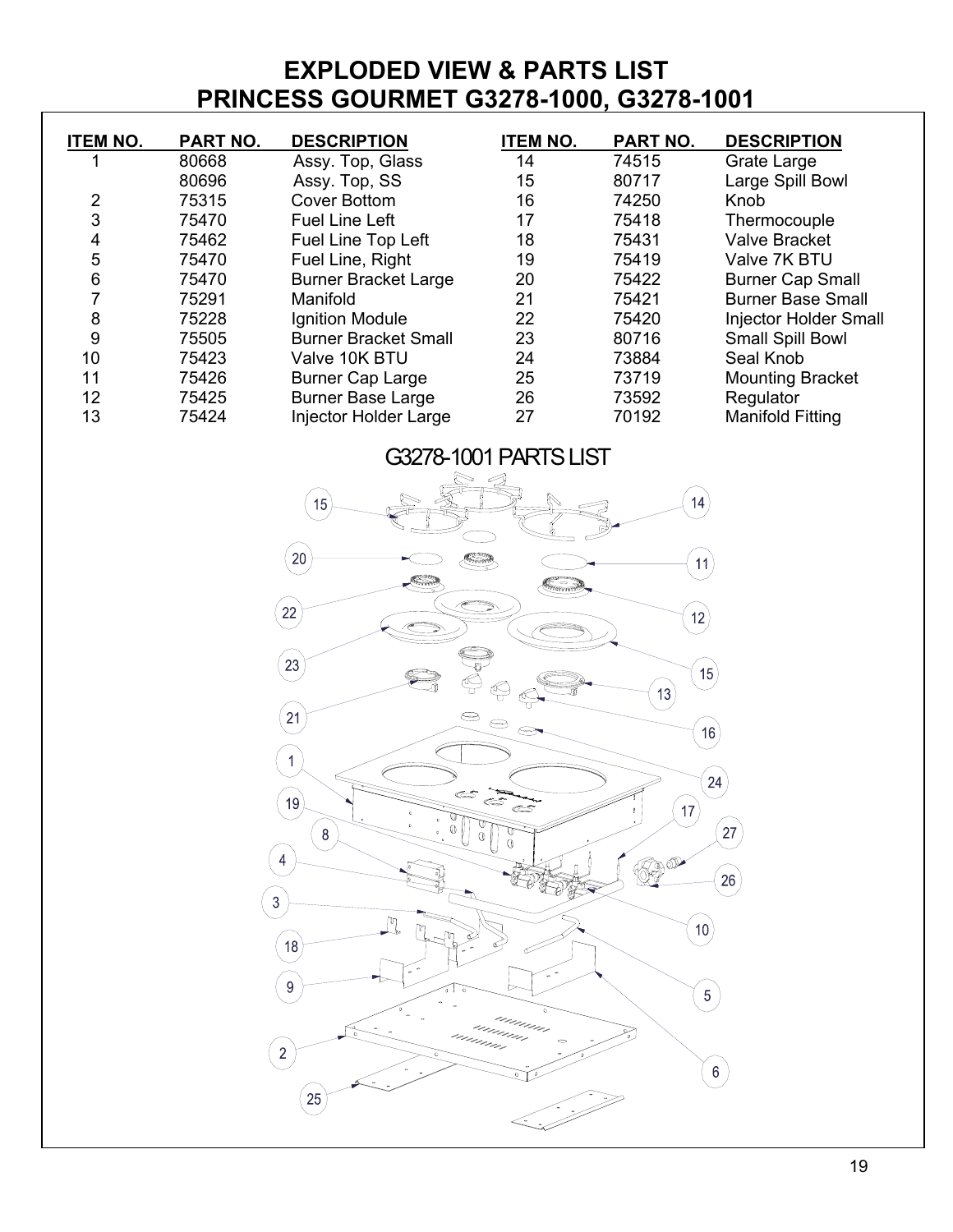# EXPLODED VIEW & PARTS LIST
# PRINCESS GOURMET G3278-1000, G3278-1001

| ITEM NO. | PART NO. | DESCRIPTION | ITEM NO. | PART NO. | DESCRIPTION |
|---|---|---|---|---|---|
| 1 | 80668 | Assy. Top, Glass | 14 | 74515 | Grate Large |
| | 80696 | Assy. Top, SS | 15 | 80717 | Large Spill Bowl |
| 2 | 75315 | Cover Bottom | 16 | 74250 | Knob |
| 3 | 75470 | Fuel Line Left | 17 | 75418 | Thermocouple |
| 4 | 75462 | Fuel Line Top Left | 18 | 75431 | Valve Bracket |
| 5 | 75470 | Fuel Line, Right | 19 | 75419 | Valve 7K BTU |
| 6 | 75470 | Burner Bracket Large | 20 | 75422 | Burner Cap Small |
| 7 | 75291 | Manifold | 21 | 75421 | Burner Base Small |
| 8 | 75228 | Ignition Module | 22 | 75420 | Injector Holder Small |
| 9 | 75505 | Burner Bracket Small | 23 | 80716 | Small Spill Bowl |
| 10 | 75423 | Valve 10K BTU | 24 | 73884 | Seal Knob |
| 11 | 75426 | Burner Cap Large | 25 | 73719 | Mounting Bracket |
| 12 | 75425 | Burner Base Large | 26 | 73592 | Regulator |
| 13 | 75424 | Injector Holder Large | 27 | 70192 | Manifold Fitting |

G3278-1001 PARTS LIST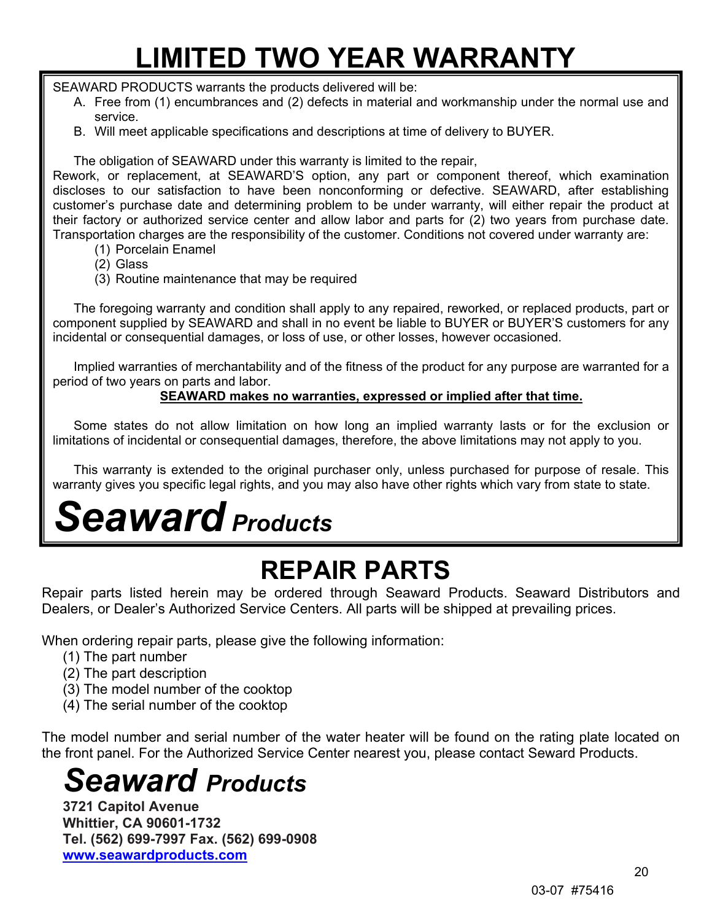# LIMITED TWO YEAR WARRANTY

SEAWARD PRODUCTS warrants the products delivered will be:

A. Free from (1) encumbrances and (2) defects in material and workmanship under the normal use and service.
B. Will meet applicable specifications and descriptions at time of delivery to BUYER.

The obligation of SEAWARD under this warranty is limited to the repair,
Rework, or replacement, at SEAWARD'S option, any part or component thereof, which examination discloses to our satisfaction to have been nonconforming or defective. SEAWARD, after establishing customer's purchase date and determining problem to be under warranty, will either repair the product at their factory or authorized service center and allow labor and parts for (2) two years from purchase date. Transportation charges are the responsibility of the customer. Conditions not covered under warranty are:

(1) Porcelain Enamel
(2) Glass
(3) Routine maintenance that may be required

The foregoing warranty and condition shall apply to any repaired, reworked, or replaced products, part or component supplied by SEAWARD and shall in no event be liable to BUYER or BUYER'S customers for any incidental or consequential damages, or loss of use, or other losses, however occasioned.

Implied warranties of merchantability and of the fitness of the product for any purpose are warranted for a period of two years on parts and labor.

**SEAWARD makes no warranties, expressed or implied after that time.**

Some states do not allow limitation on how long an implied warranty lasts or for the exclusion or limitations of incidental or consequential damages, therefore, the above limitations may not apply to you.

This warranty is extended to the original purchaser only, unless purchased for purpose of resale. This warranty gives you specific legal rights, and you may also have other rights which vary from state to state.

***Seaward Products***

# REPAIR PARTS

Repair parts listed herein may be ordered through Seaward Products. Seaward Distributors and Dealers, or Dealer's Authorized Service Centers. All parts will be shipped at prevailing prices.

When ordering repair parts, please give the following information:

(1) The part number
(2) The part description
(3) The model number of the cooktop
(4) The serial number of the cooktop

The model number and serial number of the water heater will be found on the rating plate located on the front panel. For the Authorized Service Center nearest you, please contact Seward Products.

***Seaward Products***

**3721 Capitol Avenue**
**Whittier, CA 90601-1732**
**Tel. (562) 699-7997 Fax. (562) 699-0908**
**www.seawardproducts.com**

03-07 #75416